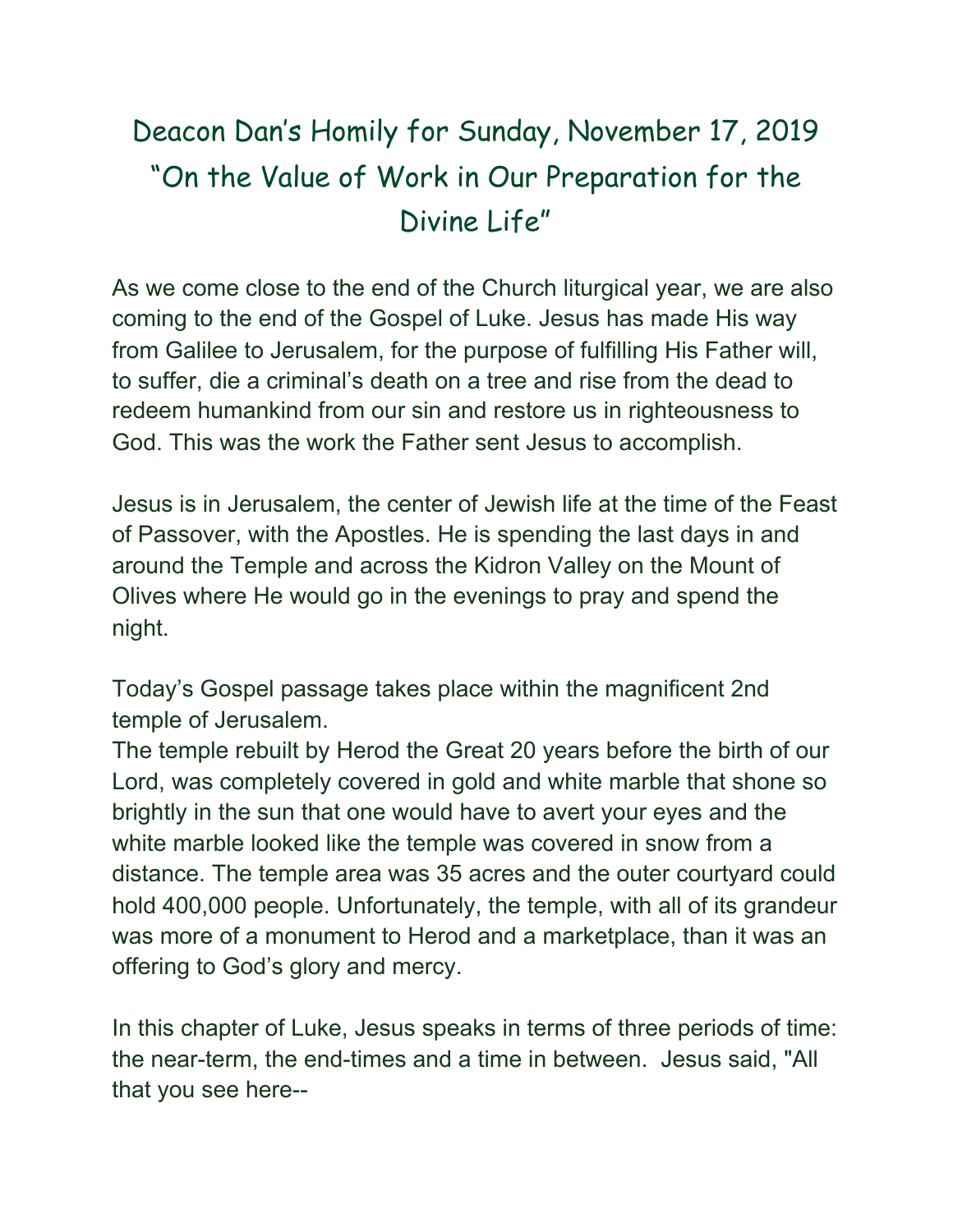# Deacon Dan's Homily for Sunday, November 17, 2019 "On the Value of Work in Our Preparation for the Divine Life"

As we come close to the end of the Church liturgical year, we are also coming to the end of the Gospel of Luke. Jesus has made His way from Galilee to Jerusalem, for the purpose of fulfilling His Father will, to suffer, die a criminal's death on a tree and rise from the dead to redeem humankind from our sin and restore us in righteousness to God. This was the work the Father sent Jesus to accomplish.

Jesus is in Jerusalem, the center of Jewish life at the time of the Feast of Passover, with the Apostles. He is spending the last days in and around the Temple and across the Kidron Valley on the Mount of Olives where He would go in the evenings to pray and spend the night.

Today's Gospel passage takes place within the magnificent 2nd temple of Jerusalem.
The temple rebuilt by Herod the Great 20 years before the birth of our Lord, was completely covered in gold and white marble that shone so brightly in the sun that one would have to avert your eyes and the white marble looked like the temple was covered in snow from a distance. The temple area was 35 acres and the outer courtyard could hold 400,000 people. Unfortunately, the temple, with all of its grandeur was more of a monument to Herod and a marketplace, than it was an offering to God's glory and mercy.

In this chapter of Luke, Jesus speaks in terms of three periods of time: the near-term, the end-times and a time in between. Jesus said, "All that you see here--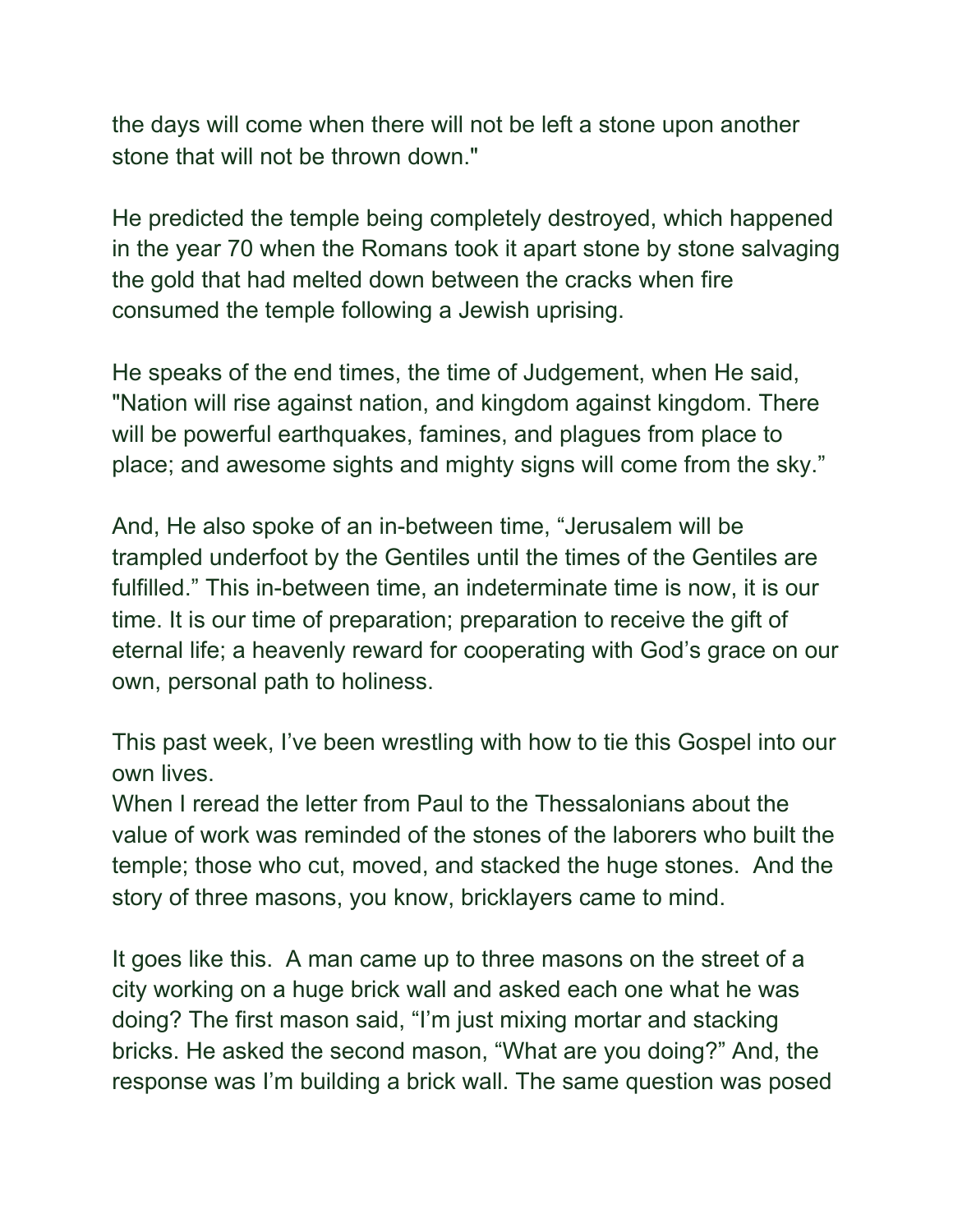the days will come when there will not be left a stone upon another stone that will not be thrown down."

He predicted the temple being completely destroyed, which happened in the year 70 when the Romans took it apart stone by stone salvaging the gold that had melted down between the cracks when fire consumed the temple following a Jewish uprising.

He speaks of the end times, the time of Judgement, when He said, "Nation will rise against nation, and kingdom against kingdom. There will be powerful earthquakes, famines, and plagues from place to place; and awesome sights and mighty signs will come from the sky."

And, He also spoke of an in-between time, "Jerusalem will be trampled underfoot by the Gentiles until the times of the Gentiles are fulfilled." This in-between time, an indeterminate time is now, it is our time. It is our time of preparation; preparation to receive the gift of eternal life; a heavenly reward for cooperating with God's grace on our own, personal path to holiness.

This past week, I've been wrestling with how to tie this Gospel into our own lives.
When I reread the letter from Paul to the Thessalonians about the value of work was reminded of the stones of the laborers who built the temple; those who cut, moved, and stacked the huge stones. And the story of three masons, you know, bricklayers came to mind.

It goes like this. A man came up to three masons on the street of a city working on a huge brick wall and asked each one what he was doing? The first mason said, "I'm just mixing mortar and stacking bricks. He asked the second mason, "What are you doing?" And, the response was I'm building a brick wall. The same question was posed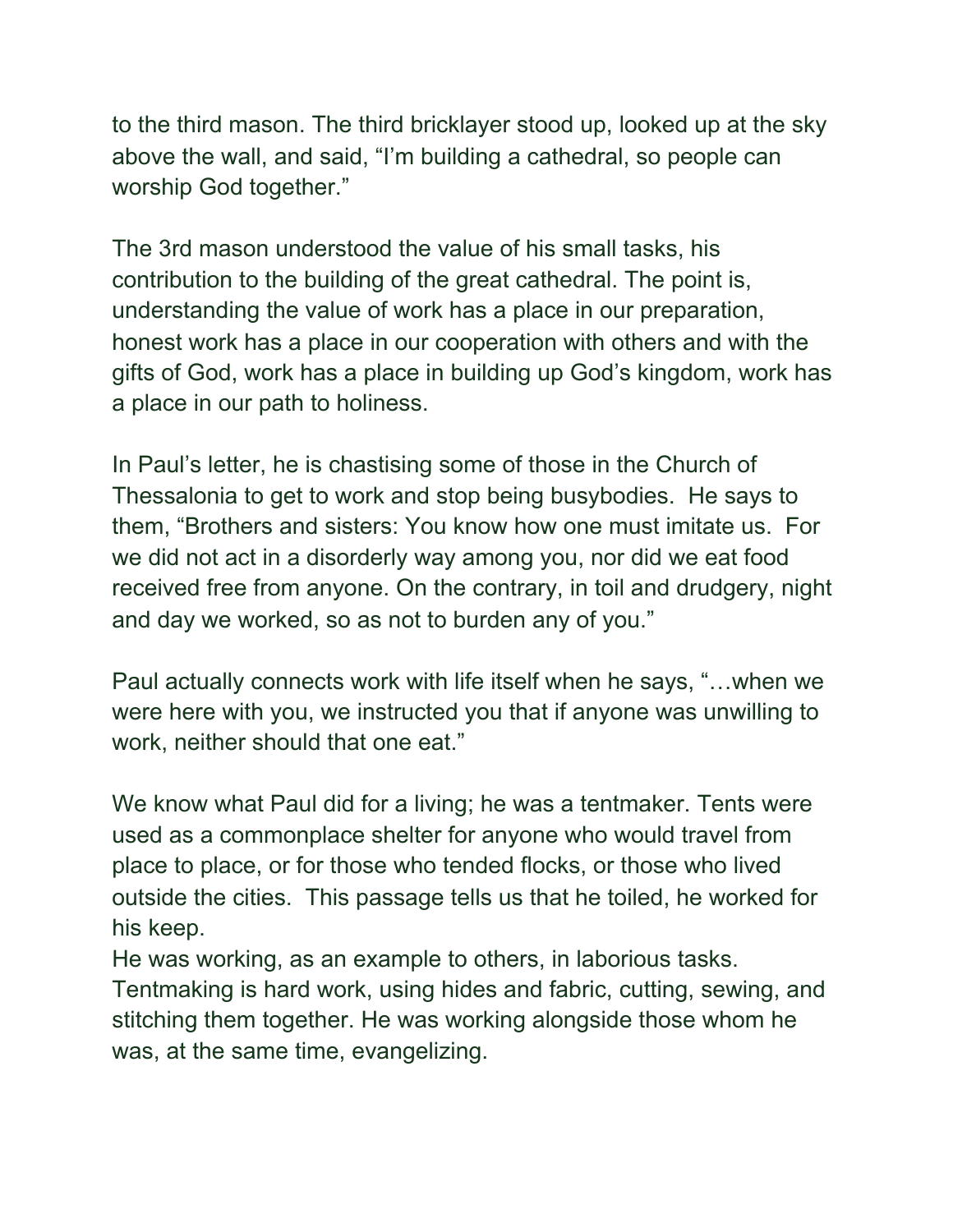to the third mason. The third bricklayer stood up, looked up at the sky above the wall, and said, "I'm building a cathedral, so people can worship God together."

The 3rd mason understood the value of his small tasks, his contribution to the building of the great cathedral. The point is, understanding the value of work has a place in our preparation, honest work has a place in our cooperation with others and with the gifts of God, work has a place in building up God's kingdom, work has a place in our path to holiness.

In Paul's letter, he is chastising some of those in the Church of Thessalonia to get to work and stop being busybodies. He says to them, "Brothers and sisters: You know how one must imitate us. For we did not act in a disorderly way among you, nor did we eat food received free from anyone. On the contrary, in toil and drudgery, night and day we worked, so as not to burden any of you."

Paul actually connects work with life itself when he says, "…when we were here with you, we instructed you that if anyone was unwilling to work, neither should that one eat."

We know what Paul did for a living; he was a tentmaker. Tents were used as a commonplace shelter for anyone who would travel from place to place, or for those who tended flocks, or those who lived outside the cities. This passage tells us that he toiled, he worked for his keep.
He was working, as an example to others, in laborious tasks. Tentmaking is hard work, using hides and fabric, cutting, sewing, and stitching them together. He was working alongside those whom he was, at the same time, evangelizing.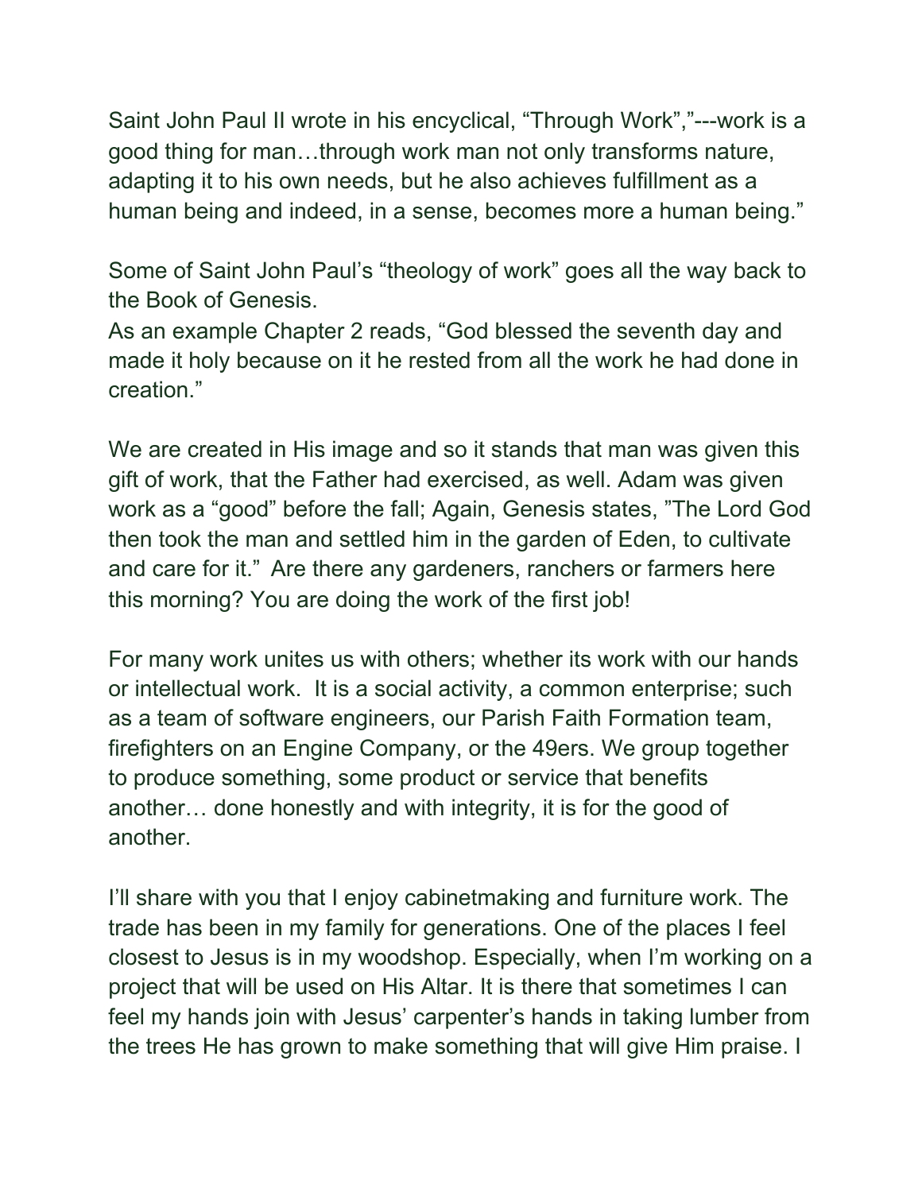Saint John Paul II wrote in his encyclical, “Through Work”,”---work is a good thing for man…through work man not only transforms nature, adapting it to his own needs, but he also achieves fulfillment as a human being and indeed, in a sense, becomes more a human being.”

Some of Saint John Paul’s “theology of work” goes all the way back to the Book of Genesis.
As an example Chapter 2 reads, “God blessed the seventh day and made it holy because on it he rested from all the work he had done in creation.”

We are created in His image and so it stands that man was given this gift of work, that the Father had exercised, as well. Adam was given work as a “good” before the fall; Again, Genesis states, ”The Lord God then took the man and settled him in the garden of Eden, to cultivate and care for it.” Are there any gardeners, ranchers or farmers here this morning? You are doing the work of the first job!

For many work unites us with others; whether its work with our hands or intellectual work. It is a social activity, a common enterprise; such as a team of software engineers, our Parish Faith Formation team, firefighters on an Engine Company, or the 49ers. We group together to produce something, some product or service that benefits another… done honestly and with integrity, it is for the good of another.

I’ll share with you that I enjoy cabinetmaking and furniture work. The trade has been in my family for generations. One of the places I feel closest to Jesus is in my woodshop. Especially, when I’m working on a project that will be used on His Altar. It is there that sometimes I can feel my hands join with Jesus’ carpenter’s hands in taking lumber from the trees He has grown to make something that will give Him praise. I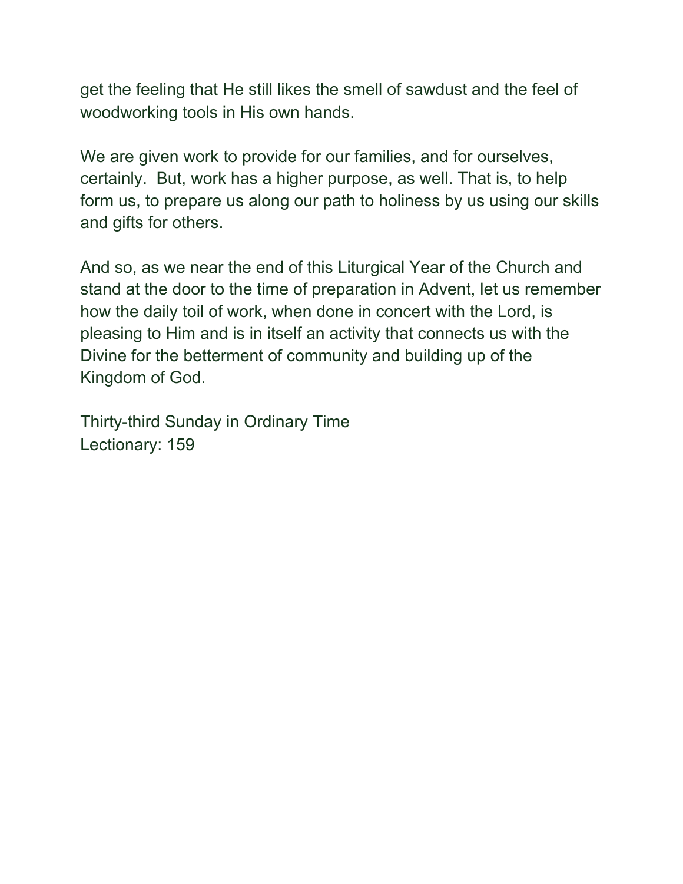get the feeling that He still likes the smell of sawdust and the feel of woodworking tools in His own hands.

We are given work to provide for our families, and for ourselves, certainly. But, work has a higher purpose, as well. That is, to help form us, to prepare us along our path to holiness by us using our skills and gifts for others.

And so, as we near the end of this Liturgical Year of the Church and stand at the door to the time of preparation in Advent, let us remember how the daily toil of work, when done in concert with the Lord, is pleasing to Him and is in itself an activity that connects us with the Divine for the betterment of community and building up of the Kingdom of God.

Thirty-third Sunday in Ordinary Time
Lectionary: 159